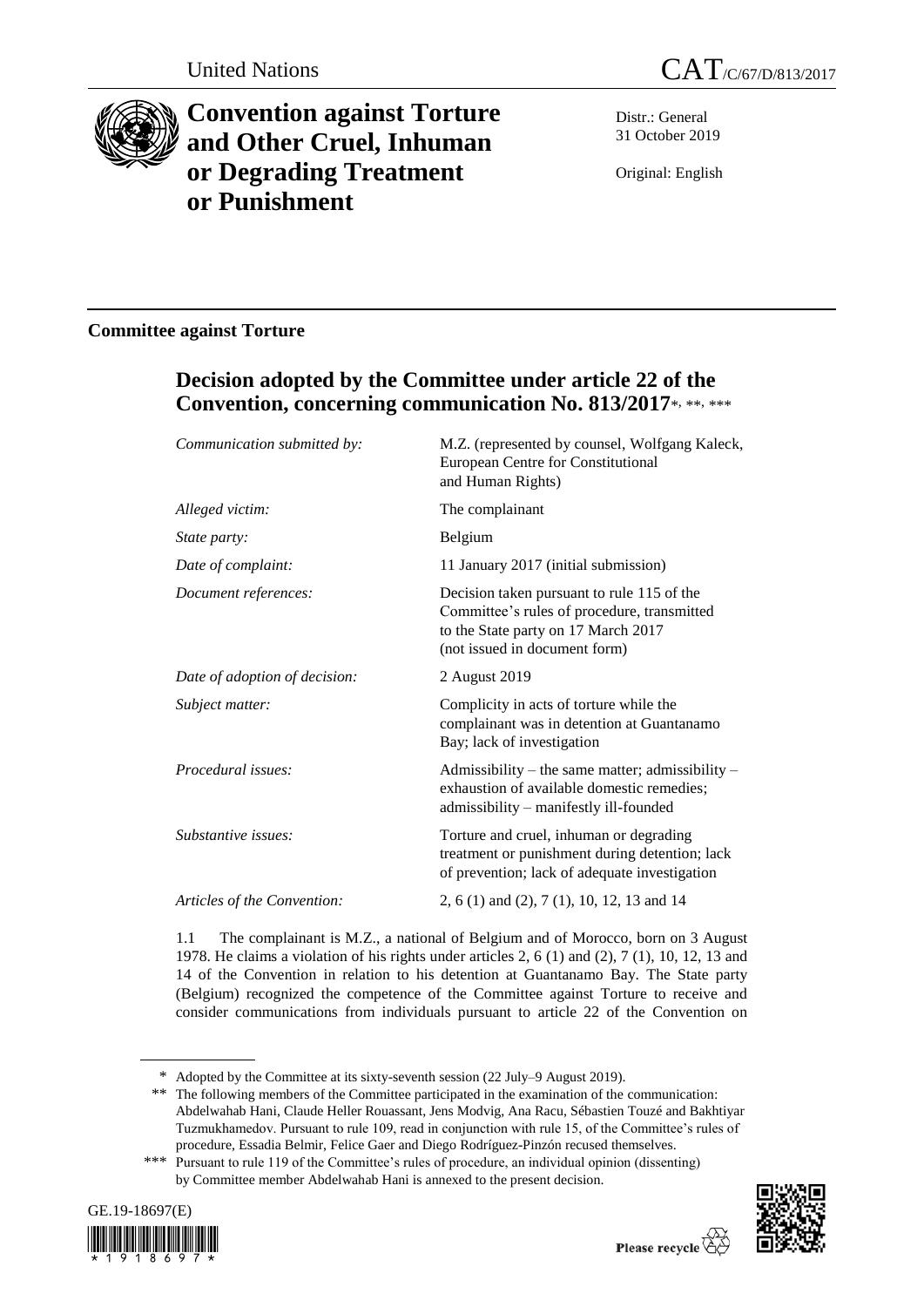United Nations

# CAT/C/67/D/813/2017

# Convention against Torture and Other Cruel, Inhuman or Degrading Treatment or Punishment

Distr.: General
31 October 2019

Original: English

## Committee against Torture

## Decision adopted by the Committee under article 22 of the Convention, concerning communication No. 813/2017*, **, ***

| | |
|---|---|
| *Communication submitted by:* | M.Z. (represented by counsel, Wolfgang Kaleck, European Centre for Constitutional and Human Rights) |
| *Alleged victim:* | The complainant |
| *State party:* | Belgium |
| *Date of complaint:* | 11 January 2017 (initial submission) |
| *Document references:* | Decision taken pursuant to rule 115 of the Committee's rules of procedure, transmitted to the State party on 17 March 2017 (not issued in document form) |
| *Date of adoption of decision:* | 2 August 2019 |
| *Subject matter:* | Complicity in acts of torture while the complainant was in detention at Guantanamo Bay; lack of investigation |
| *Procedural issues:* | Admissibility – the same matter; admissibility – exhaustion of available domestic remedies; admissibility – manifestly ill-founded |
| *Substantive issues:* | Torture and cruel, inhuman or degrading treatment or punishment during detention; lack of prevention; lack of adequate investigation |
| *Articles of the Convention:* | 2, 6 (1) and (2), 7 (1), 10, 12, 13 and 14 |

1.1 The complainant is M.Z., a national of Belgium and of Morocco, born on 3 August 1978. He claims a violation of his rights under articles 2, 6 (1) and (2), 7 (1), 10, 12, 13 and 14 of the Convention in relation to his detention at Guantanamo Bay. The State party (Belgium) recognized the competence of the Committee against Torture to receive and consider communications from individuals pursuant to article 22 of the Convention on

---

\* Adopted by the Committee at its sixty-seventh session (22 July–9 August 2019).

\*\* The following members of the Committee participated in the examination of the communication: Abdelwahab Hani, Claude Heller Rouassant, Jens Modvig, Ana Racu, Sébastien Touzé and Bakhtiyar Tuzmukhamedov. Pursuant to rule 109, read in conjunction with rule 15, of the Committee's rules of procedure, Essadia Belmir, Felice Gaer and Diego Rodríguez-Pinzón recused themselves.

\*\*\* Pursuant to rule 119 of the Committee's rules of procedure, an individual opinion (dissenting) by Committee member Abdelwahab Hani is annexed to the present decision.

GE.19-18697(E)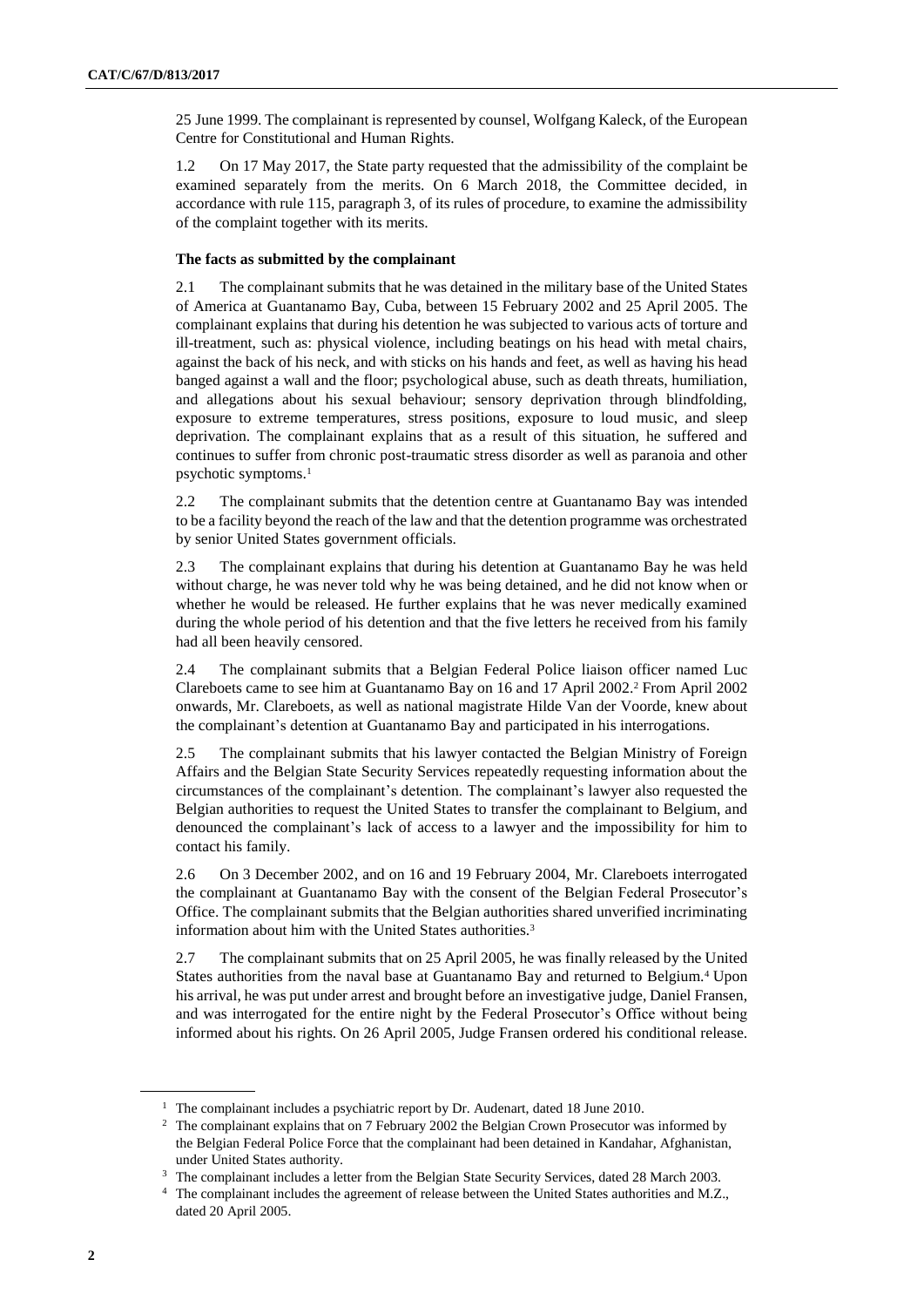25 June 1999. The complainant is represented by counsel, Wolfgang Kaleck, of the European Centre for Constitutional and Human Rights.

1.2 On 17 May 2017, the State party requested that the admissibility of the complaint be examined separately from the merits. On 6 March 2018, the Committee decided, in accordance with rule 115, paragraph 3, of its rules of procedure, to examine the admissibility of the complaint together with its merits.

**The facts as submitted by the complainant**

2.1 The complainant submits that he was detained in the military base of the United States of America at Guantanamo Bay, Cuba, between 15 February 2002 and 25 April 2005. The complainant explains that during his detention he was subjected to various acts of torture and ill-treatment, such as: physical violence, including beatings on his head with metal chairs, against the back of his neck, and with sticks on his hands and feet, as well as having his head banged against a wall and the floor; psychological abuse, such as death threats, humiliation, and allegations about his sexual behaviour; sensory deprivation through blindfolding, exposure to extreme temperatures, stress positions, exposure to loud music, and sleep deprivation. The complainant explains that as a result of this situation, he suffered and continues to suffer from chronic post-traumatic stress disorder as well as paranoia and other psychotic symptoms.[1]

2.2 The complainant submits that the detention centre at Guantanamo Bay was intended to be a facility beyond the reach of the law and that the detention programme was orchestrated by senior United States government officials.

2.3 The complainant explains that during his detention at Guantanamo Bay he was held without charge, he was never told why he was being detained, and he did not know when or whether he would be released. He further explains that he was never medically examined during the whole period of his detention and that the five letters he received from his family had all been heavily censored.

2.4 The complainant submits that a Belgian Federal Police liaison officer named Luc Clareboets came to see him at Guantanamo Bay on 16 and 17 April 2002.[2] From April 2002 onwards, Mr. Clareboets, as well as national magistrate Hilde Van der Voorde, knew about the complainant's detention at Guantanamo Bay and participated in his interrogations.

2.5 The complainant submits that his lawyer contacted the Belgian Ministry of Foreign Affairs and the Belgian State Security Services repeatedly requesting information about the circumstances of the complainant's detention. The complainant's lawyer also requested the Belgian authorities to request the United States to transfer the complainant to Belgium, and denounced the complainant's lack of access to a lawyer and the impossibility for him to contact his family.

2.6 On 3 December 2002, and on 16 and 19 February 2004, Mr. Clareboets interrogated the complainant at Guantanamo Bay with the consent of the Belgian Federal Prosecutor's Office. The complainant submits that the Belgian authorities shared unverified incriminating information about him with the United States authorities.[3]

2.7 The complainant submits that on 25 April 2005, he was finally released by the United States authorities from the naval base at Guantanamo Bay and returned to Belgium.[4] Upon his arrival, he was put under arrest and brought before an investigative judge, Daniel Fransen, and was interrogated for the entire night by the Federal Prosecutor's Office without being informed about his rights. On 26 April 2005, Judge Fransen ordered his conditional release.

[1] The complainant includes a psychiatric report by Dr. Audenart, dated 18 June 2010.

[2] The complainant explains that on 7 February 2002 the Belgian Crown Prosecutor was informed by the Belgian Federal Police Force that the complainant had been detained in Kandahar, Afghanistan, under United States authority.

[3] The complainant includes a letter from the Belgian State Security Services, dated 28 March 2003.

[4] The complainant includes the agreement of release between the United States authorities and M.Z., dated 20 April 2005.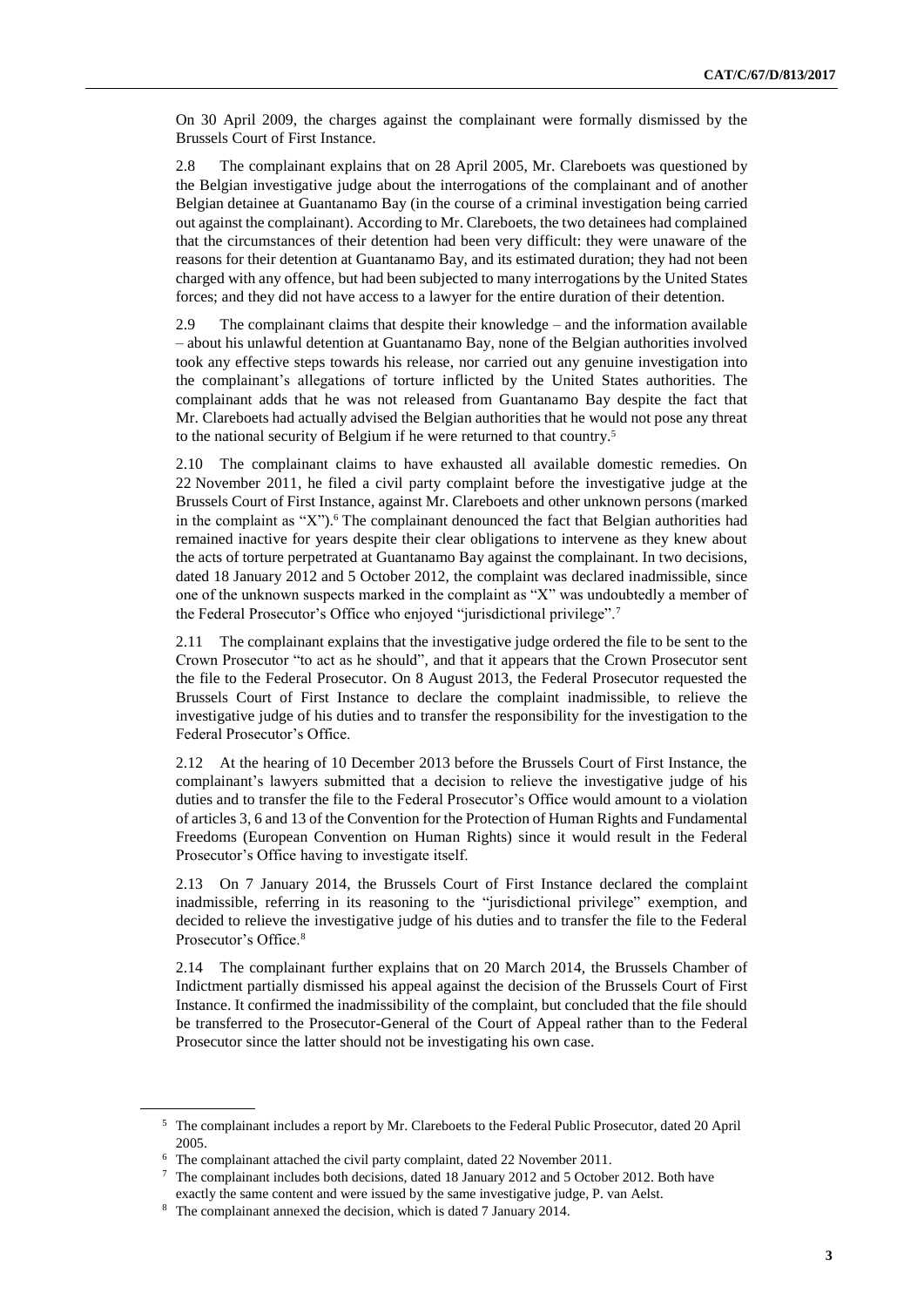On 30 April 2009, the charges against the complainant were formally dismissed by the Brussels Court of First Instance.

2.8 The complainant explains that on 28 April 2005, Mr. Clareboets was questioned by the Belgian investigative judge about the interrogations of the complainant and of another Belgian detainee at Guantanamo Bay (in the course of a criminal investigation being carried out against the complainant). According to Mr. Clareboets, the two detainees had complained that the circumstances of their detention had been very difficult: they were unaware of the reasons for their detention at Guantanamo Bay, and its estimated duration; they had not been charged with any offence, but had been subjected to many interrogations by the United States forces; and they did not have access to a lawyer for the entire duration of their detention.

2.9 The complainant claims that despite their knowledge – and the information available – about his unlawful detention at Guantanamo Bay, none of the Belgian authorities involved took any effective steps towards his release, nor carried out any genuine investigation into the complainant's allegations of torture inflicted by the United States authorities. The complainant adds that he was not released from Guantanamo Bay despite the fact that Mr. Clareboets had actually advised the Belgian authorities that he would not pose any threat to the national security of Belgium if he were returned to that country.[5]

2.10 The complainant claims to have exhausted all available domestic remedies. On 22 November 2011, he filed a civil party complaint before the investigative judge at the Brussels Court of First Instance, against Mr. Clareboets and other unknown persons (marked in the complaint as "X").[6] The complainant denounced the fact that Belgian authorities had remained inactive for years despite their clear obligations to intervene as they knew about the acts of torture perpetrated at Guantanamo Bay against the complainant. In two decisions, dated 18 January 2012 and 5 October 2012, the complaint was declared inadmissible, since one of the unknown suspects marked in the complaint as "X" was undoubtedly a member of the Federal Prosecutor's Office who enjoyed "jurisdictional privilege".[7]

2.11 The complainant explains that the investigative judge ordered the file to be sent to the Crown Prosecutor "to act as he should", and that it appears that the Crown Prosecutor sent the file to the Federal Prosecutor. On 8 August 2013, the Federal Prosecutor requested the Brussels Court of First Instance to declare the complaint inadmissible, to relieve the investigative judge of his duties and to transfer the responsibility for the investigation to the Federal Prosecutor's Office.

2.12 At the hearing of 10 December 2013 before the Brussels Court of First Instance, the complainant's lawyers submitted that a decision to relieve the investigative judge of his duties and to transfer the file to the Federal Prosecutor's Office would amount to a violation of articles 3, 6 and 13 of the Convention for the Protection of Human Rights and Fundamental Freedoms (European Convention on Human Rights) since it would result in the Federal Prosecutor's Office having to investigate itself.

2.13 On 7 January 2014, the Brussels Court of First Instance declared the complaint inadmissible, referring in its reasoning to the "jurisdictional privilege" exemption, and decided to relieve the investigative judge of his duties and to transfer the file to the Federal Prosecutor's Office.[8]

2.14 The complainant further explains that on 20 March 2014, the Brussels Chamber of Indictment partially dismissed his appeal against the decision of the Brussels Court of First Instance. It confirmed the inadmissibility of the complaint, but concluded that the file should be transferred to the Prosecutor-General of the Court of Appeal rather than to the Federal Prosecutor since the latter should not be investigating his own case.

---

[5] The complainant includes a report by Mr. Clareboets to the Federal Public Prosecutor, dated 20 April 2005.

[6] The complainant attached the civil party complaint, dated 22 November 2011.

[7] The complainant includes both decisions, dated 18 January 2012 and 5 October 2012. Both have exactly the same content and were issued by the same investigative judge, P. van Aelst.

[8] The complainant annexed the decision, which is dated 7 January 2014.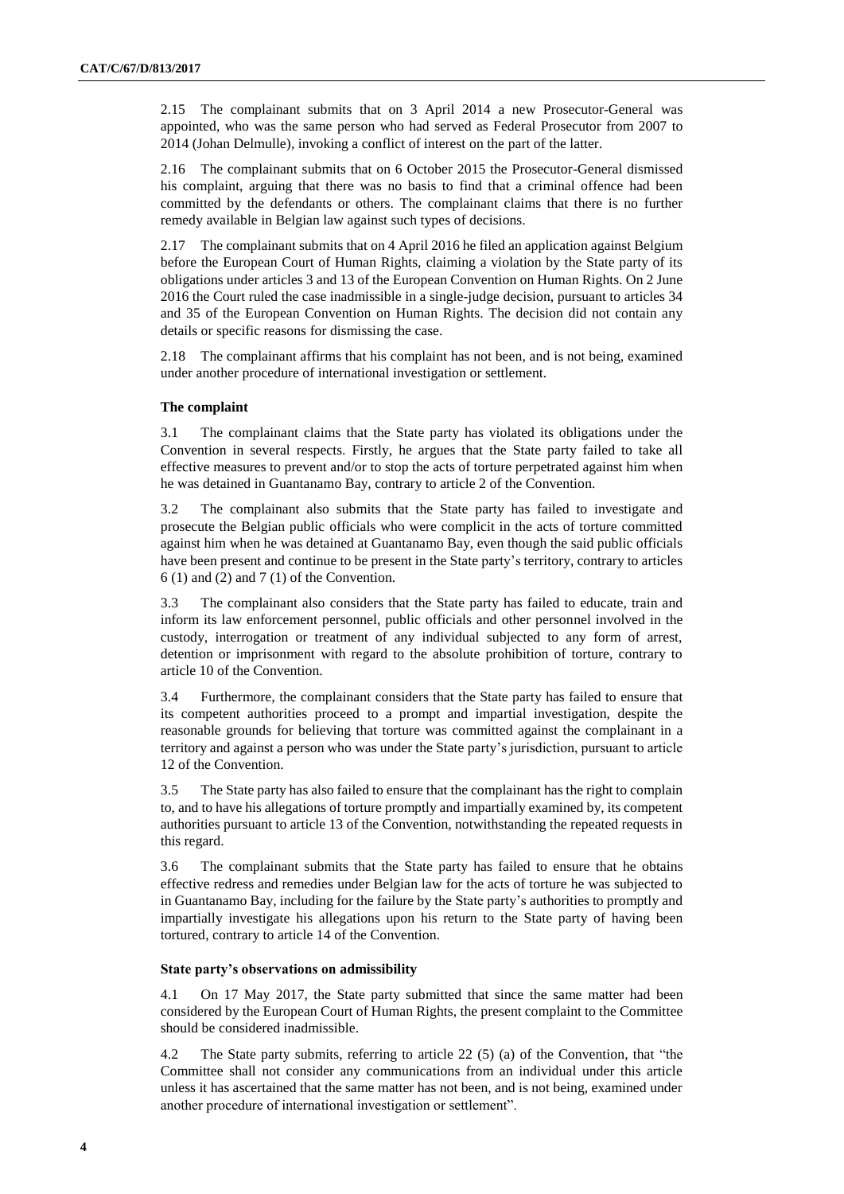2.15 The complainant submits that on 3 April 2014 a new Prosecutor-General was appointed, who was the same person who had served as Federal Prosecutor from 2007 to 2014 (Johan Delmulle), invoking a conflict of interest on the part of the latter.

2.16 The complainant submits that on 6 October 2015 the Prosecutor-General dismissed his complaint, arguing that there was no basis to find that a criminal offence had been committed by the defendants or others. The complainant claims that there is no further remedy available in Belgian law against such types of decisions.

2.17 The complainant submits that on 4 April 2016 he filed an application against Belgium before the European Court of Human Rights, claiming a violation by the State party of its obligations under articles 3 and 13 of the European Convention on Human Rights. On 2 June 2016 the Court ruled the case inadmissible in a single-judge decision, pursuant to articles 34 and 35 of the European Convention on Human Rights. The decision did not contain any details or specific reasons for dismissing the case.

2.18 The complainant affirms that his complaint has not been, and is not being, examined under another procedure of international investigation or settlement.

### The complaint

3.1 The complainant claims that the State party has violated its obligations under the Convention in several respects. Firstly, he argues that the State party failed to take all effective measures to prevent and/or to stop the acts of torture perpetrated against him when he was detained in Guantanamo Bay, contrary to article 2 of the Convention.

3.2 The complainant also submits that the State party has failed to investigate and prosecute the Belgian public officials who were complicit in the acts of torture committed against him when he was detained at Guantanamo Bay, even though the said public officials have been present and continue to be present in the State party's territory, contrary to articles 6 (1) and (2) and 7 (1) of the Convention.

3.3 The complainant also considers that the State party has failed to educate, train and inform its law enforcement personnel, public officials and other personnel involved in the custody, interrogation or treatment of any individual subjected to any form of arrest, detention or imprisonment with regard to the absolute prohibition of torture, contrary to article 10 of the Convention.

3.4 Furthermore, the complainant considers that the State party has failed to ensure that its competent authorities proceed to a prompt and impartial investigation, despite the reasonable grounds for believing that torture was committed against the complainant in a territory and against a person who was under the State party's jurisdiction, pursuant to article 12 of the Convention.

3.5 The State party has also failed to ensure that the complainant has the right to complain to, and to have his allegations of torture promptly and impartially examined by, its competent authorities pursuant to article 13 of the Convention, notwithstanding the repeated requests in this regard.

3.6 The complainant submits that the State party has failed to ensure that he obtains effective redress and remedies under Belgian law for the acts of torture he was subjected to in Guantanamo Bay, including for the failure by the State party's authorities to promptly and impartially investigate his allegations upon his return to the State party of having been tortured, contrary to article 14 of the Convention.

### State party's observations on admissibility

4.1 On 17 May 2017, the State party submitted that since the same matter had been considered by the European Court of Human Rights, the present complaint to the Committee should be considered inadmissible.

4.2 The State party submits, referring to article 22 (5) (a) of the Convention, that "the Committee shall not consider any communications from an individual under this article unless it has ascertained that the same matter has not been, and is not being, examined under another procedure of international investigation or settlement".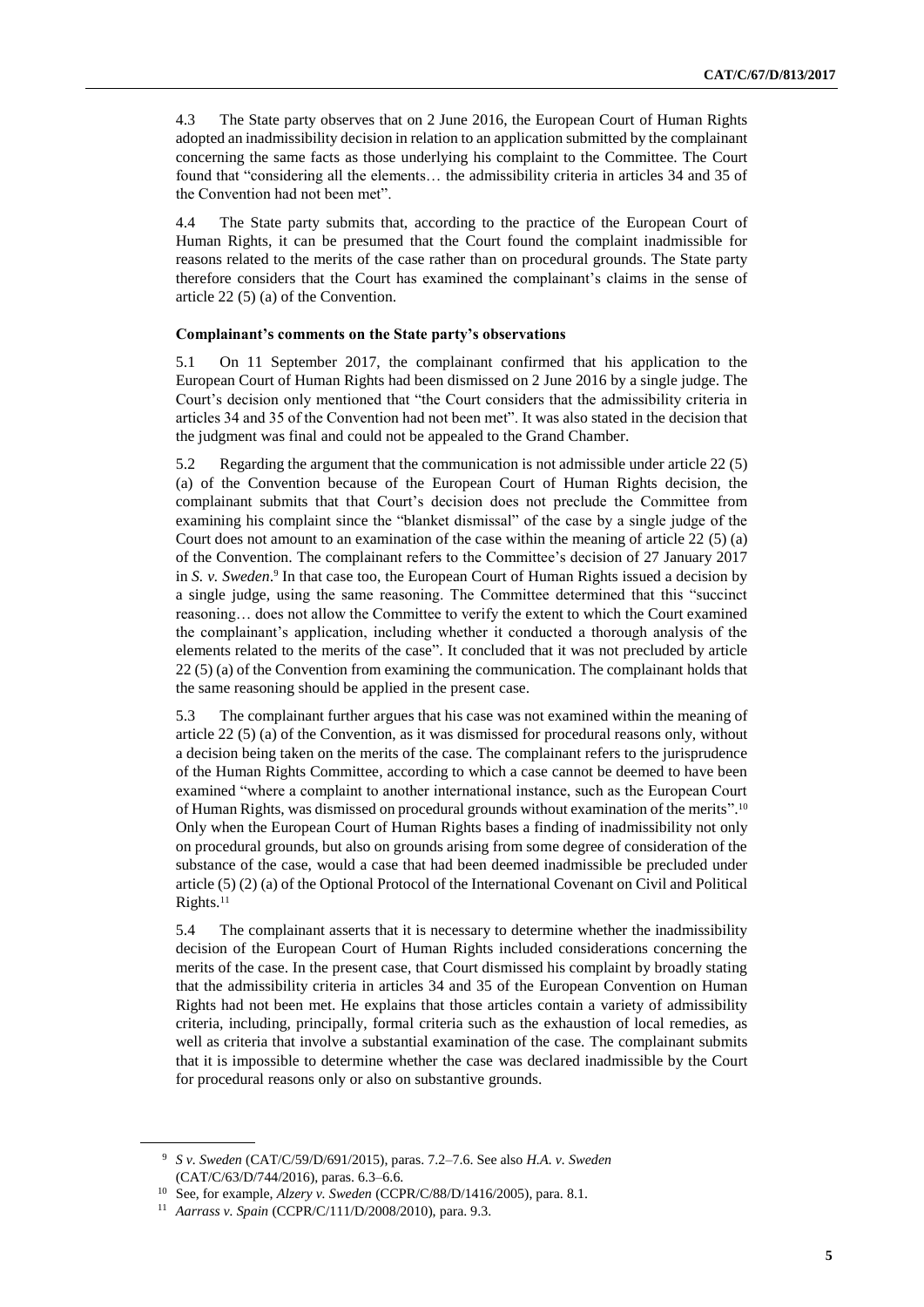4.3 The State party observes that on 2 June 2016, the European Court of Human Rights adopted an inadmissibility decision in relation to an application submitted by the complainant concerning the same facts as those underlying his complaint to the Committee. The Court found that "considering all the elements… the admissibility criteria in articles 34 and 35 of the Convention had not been met".

4.4 The State party submits that, according to the practice of the European Court of Human Rights, it can be presumed that the Court found the complaint inadmissible for reasons related to the merits of the case rather than on procedural grounds. The State party therefore considers that the Court has examined the complainant's claims in the sense of article 22 (5) (a) of the Convention.

### Complainant's comments on the State party's observations

5.1 On 11 September 2017, the complainant confirmed that his application to the European Court of Human Rights had been dismissed on 2 June 2016 by a single judge. The Court's decision only mentioned that "the Court considers that the admissibility criteria in articles 34 and 35 of the Convention had not been met". It was also stated in the decision that the judgment was final and could not be appealed to the Grand Chamber.

5.2 Regarding the argument that the communication is not admissible under article 22 (5) (a) of the Convention because of the European Court of Human Rights decision, the complainant submits that that Court's decision does not preclude the Committee from examining his complaint since the "blanket dismissal" of the case by a single judge of the Court does not amount to an examination of the case within the meaning of article 22 (5) (a) of the Convention. The complainant refers to the Committee's decision of 27 January 2017 in *S. v. Sweden*.[9] In that case too, the European Court of Human Rights issued a decision by a single judge, using the same reasoning. The Committee determined that this "succinct reasoning… does not allow the Committee to verify the extent to which the Court examined the complainant's application, including whether it conducted a thorough analysis of the elements related to the merits of the case". It concluded that it was not precluded by article 22 (5) (a) of the Convention from examining the communication. The complainant holds that the same reasoning should be applied in the present case.

5.3 The complainant further argues that his case was not examined within the meaning of article 22 (5) (a) of the Convention, as it was dismissed for procedural reasons only, without a decision being taken on the merits of the case. The complainant refers to the jurisprudence of the Human Rights Committee, according to which a case cannot be deemed to have been examined "where a complaint to another international instance, such as the European Court of Human Rights, was dismissed on procedural grounds without examination of the merits".[10] Only when the European Court of Human Rights bases a finding of inadmissibility not only on procedural grounds, but also on grounds arising from some degree of consideration of the substance of the case, would a case that had been deemed inadmissible be precluded under article (5) (2) (a) of the Optional Protocol of the International Covenant on Civil and Political Rights.[11]

5.4 The complainant asserts that it is necessary to determine whether the inadmissibility decision of the European Court of Human Rights included considerations concerning the merits of the case. In the present case, that Court dismissed his complaint by broadly stating that the admissibility criteria in articles 34 and 35 of the European Convention on Human Rights had not been met. He explains that those articles contain a variety of admissibility criteria, including, principally, formal criteria such as the exhaustion of local remedies, as well as criteria that involve a substantial examination of the case. The complainant submits that it is impossible to determine whether the case was declared inadmissible by the Court for procedural reasons only or also on substantive grounds.

---

[9] *S v. Sweden* (CAT/C/59/D/691/2015), paras. 7.2–7.6. See also *H.A. v. Sweden* (CAT/C/63/D/744/2016), paras. 6.3–6.6.

[10] See, for example, *Alzery v. Sweden* (CCPR/C/88/D/1416/2005), para. 8.1.

[11] *Aarrass v. Spain* (CCPR/C/111/D/2008/2010), para. 9.3.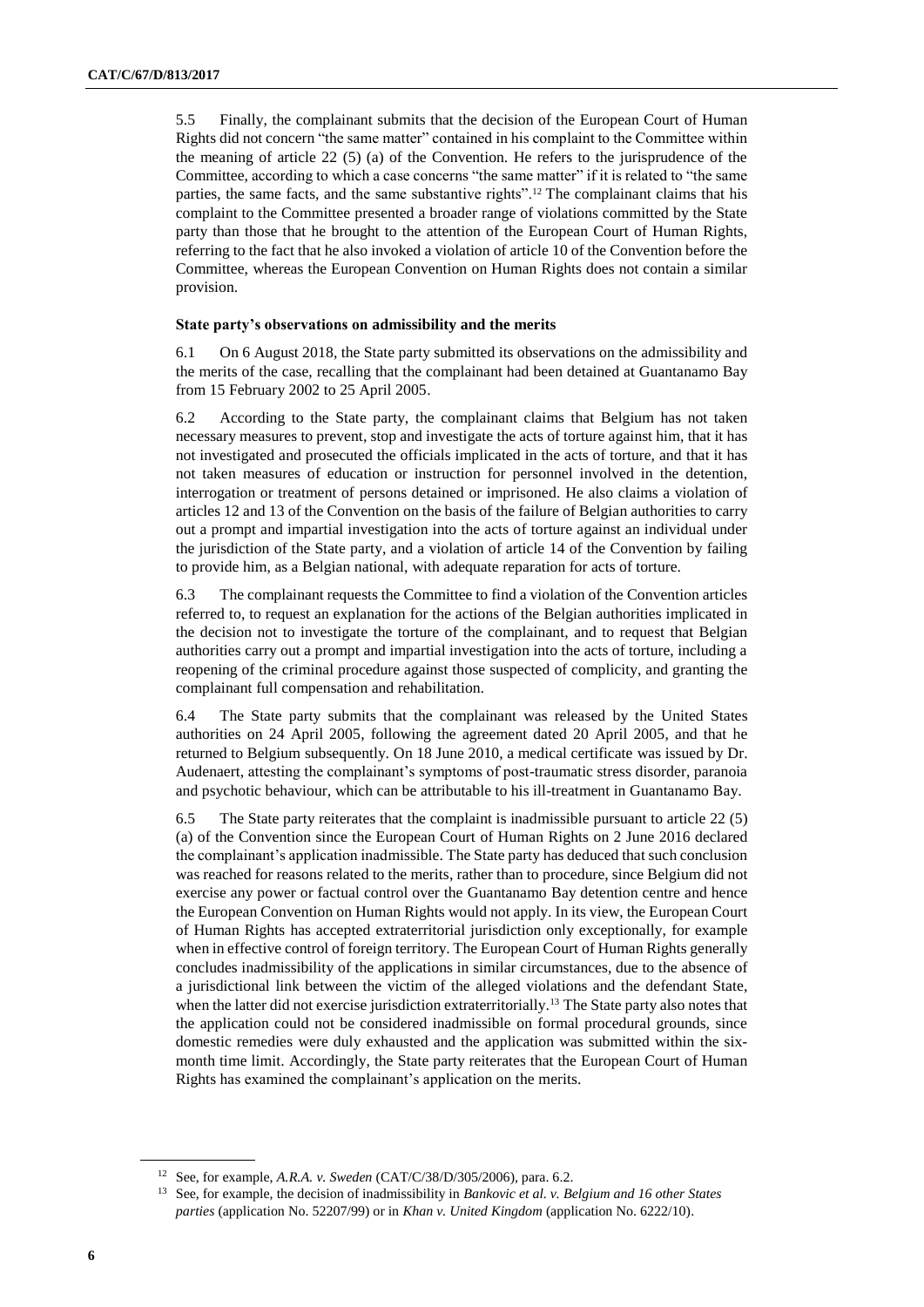5.5 Finally, the complainant submits that the decision of the European Court of Human Rights did not concern "the same matter" contained in his complaint to the Committee within the meaning of article 22 (5) (a) of the Convention. He refers to the jurisprudence of the Committee, according to which a case concerns "the same matter" if it is related to "the same parties, the same facts, and the same substantive rights".[12] The complainant claims that his complaint to the Committee presented a broader range of violations committed by the State party than those that he brought to the attention of the European Court of Human Rights, referring to the fact that he also invoked a violation of article 10 of the Convention before the Committee, whereas the European Convention on Human Rights does not contain a similar provision.

**State party's observations on admissibility and the merits**

6.1 On 6 August 2018, the State party submitted its observations on the admissibility and the merits of the case, recalling that the complainant had been detained at Guantanamo Bay from 15 February 2002 to 25 April 2005.

6.2 According to the State party, the complainant claims that Belgium has not taken necessary measures to prevent, stop and investigate the acts of torture against him, that it has not investigated and prosecuted the officials implicated in the acts of torture, and that it has not taken measures of education or instruction for personnel involved in the detention, interrogation or treatment of persons detained or imprisoned. He also claims a violation of articles 12 and 13 of the Convention on the basis of the failure of Belgian authorities to carry out a prompt and impartial investigation into the acts of torture against an individual under the jurisdiction of the State party, and a violation of article 14 of the Convention by failing to provide him, as a Belgian national, with adequate reparation for acts of torture.

6.3 The complainant requests the Committee to find a violation of the Convention articles referred to, to request an explanation for the actions of the Belgian authorities implicated in the decision not to investigate the torture of the complainant, and to request that Belgian authorities carry out a prompt and impartial investigation into the acts of torture, including a reopening of the criminal procedure against those suspected of complicity, and granting the complainant full compensation and rehabilitation.

6.4 The State party submits that the complainant was released by the United States authorities on 24 April 2005, following the agreement dated 20 April 2005, and that he returned to Belgium subsequently. On 18 June 2010, a medical certificate was issued by Dr. Audenaert, attesting the complainant's symptoms of post-traumatic stress disorder, paranoia and psychotic behaviour, which can be attributable to his ill-treatment in Guantanamo Bay.

6.5 The State party reiterates that the complaint is inadmissible pursuant to article 22 (5) (a) of the Convention since the European Court of Human Rights on 2 June 2016 declared the complainant's application inadmissible. The State party has deduced that such conclusion was reached for reasons related to the merits, rather than to procedure, since Belgium did not exercise any power or factual control over the Guantanamo Bay detention centre and hence the European Convention on Human Rights would not apply. In its view, the European Court of Human Rights has accepted extraterritorial jurisdiction only exceptionally, for example when in effective control of foreign territory. The European Court of Human Rights generally concludes inadmissibility of the applications in similar circumstances, due to the absence of a jurisdictional link between the victim of the alleged violations and the defendant State, when the latter did not exercise jurisdiction extraterritorially.[13] The State party also notes that the application could not be considered inadmissible on formal procedural grounds, since domestic remedies were duly exhausted and the application was submitted within the six-month time limit. Accordingly, the State party reiterates that the European Court of Human Rights has examined the complainant's application on the merits.

---

[12] See, for example, *A.R.A. v. Sweden* (CAT/C/38/D/305/2006), para. 6.2.

[13] See, for example, the decision of inadmissibility in *Bankovic et al. v. Belgium and 16 other States parties* (application No. 52207/99) or in *Khan v. United Kingdom* (application No. 6222/10).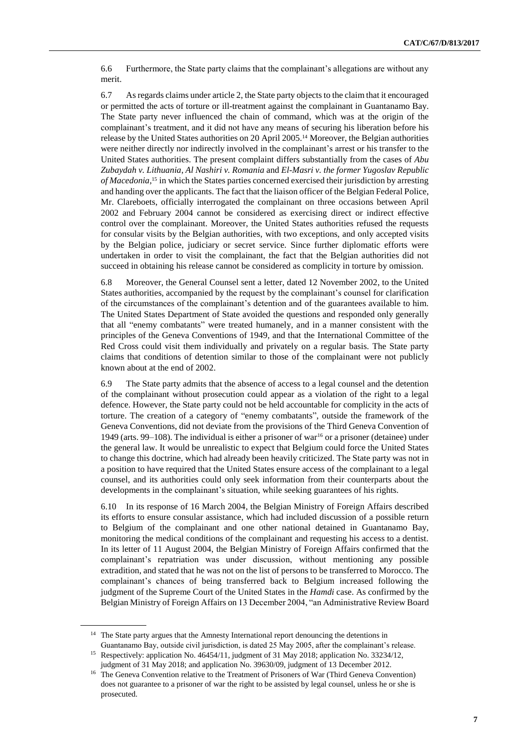6.6 Furthermore, the State party claims that the complainant's allegations are without any merit.

6.7 As regards claims under article 2, the State party objects to the claim that it encouraged or permitted the acts of torture or ill-treatment against the complainant in Guantanamo Bay. The State party never influenced the chain of command, which was at the origin of the complainant's treatment, and it did not have any means of securing his liberation before his release by the United States authorities on 20 April 2005.[14] Moreover, the Belgian authorities were neither directly nor indirectly involved in the complainant's arrest or his transfer to the United States authorities. The present complaint differs substantially from the cases of *Abu Zubaydah v. Lithuania*, *Al Nashiri v. Romania* and *El-Masri v. the former Yugoslav Republic of Macedonia*,[15] in which the States parties concerned exercised their jurisdiction by arresting and handing over the applicants. The fact that the liaison officer of the Belgian Federal Police, Mr. Clareboets, officially interrogated the complainant on three occasions between April 2002 and February 2004 cannot be considered as exercising direct or indirect effective control over the complainant. Moreover, the United States authorities refused the requests for consular visits by the Belgian authorities, with two exceptions, and only accepted visits by the Belgian police, judiciary or secret service. Since further diplomatic efforts were undertaken in order to visit the complainant, the fact that the Belgian authorities did not succeed in obtaining his release cannot be considered as complicity in torture by omission.

6.8 Moreover, the General Counsel sent a letter, dated 12 November 2002, to the United States authorities, accompanied by the request by the complainant's counsel for clarification of the circumstances of the complainant's detention and of the guarantees available to him. The United States Department of State avoided the questions and responded only generally that all "enemy combatants" were treated humanely, and in a manner consistent with the principles of the Geneva Conventions of 1949, and that the International Committee of the Red Cross could visit them individually and privately on a regular basis. The State party claims that conditions of detention similar to those of the complainant were not publicly known about at the end of 2002.

6.9 The State party admits that the absence of access to a legal counsel and the detention of the complainant without prosecution could appear as a violation of the right to a legal defence. However, the State party could not be held accountable for complicity in the acts of torture. The creation of a category of "enemy combatants", outside the framework of the Geneva Conventions, did not deviate from the provisions of the Third Geneva Convention of 1949 (arts. 99–108). The individual is either a prisoner of war[16] or a prisoner (detainee) under the general law. It would be unrealistic to expect that Belgium could force the United States to change this doctrine, which had already been heavily criticized. The State party was not in a position to have required that the United States ensure access of the complainant to a legal counsel, and its authorities could only seek information from their counterparts about the developments in the complainant's situation, while seeking guarantees of his rights.

6.10 In its response of 16 March 2004, the Belgian Ministry of Foreign Affairs described its efforts to ensure consular assistance, which had included discussion of a possible return to Belgium of the complainant and one other national detained in Guantanamo Bay, monitoring the medical conditions of the complainant and requesting his access to a dentist. In its letter of 11 August 2004, the Belgian Ministry of Foreign Affairs confirmed that the complainant's repatriation was under discussion, without mentioning any possible extradition, and stated that he was not on the list of persons to be transferred to Morocco. The complainant's chances of being transferred back to Belgium increased following the judgment of the Supreme Court of the United States in the *Hamdi* case. As confirmed by the Belgian Ministry of Foreign Affairs on 13 December 2004, "an Administrative Review Board

---

[14] The State party argues that the Amnesty International report denouncing the detentions in Guantanamo Bay, outside civil jurisdiction, is dated 25 May 2005, after the complainant's release.

[15] Respectively: application No. 46454/11, judgment of 31 May 2018; application No. 33234/12, judgment of 31 May 2018; and application No. 39630/09, judgment of 13 December 2012.

[16] The Geneva Convention relative to the Treatment of Prisoners of War (Third Geneva Convention) does not guarantee to a prisoner of war the right to be assisted by legal counsel, unless he or she is prosecuted.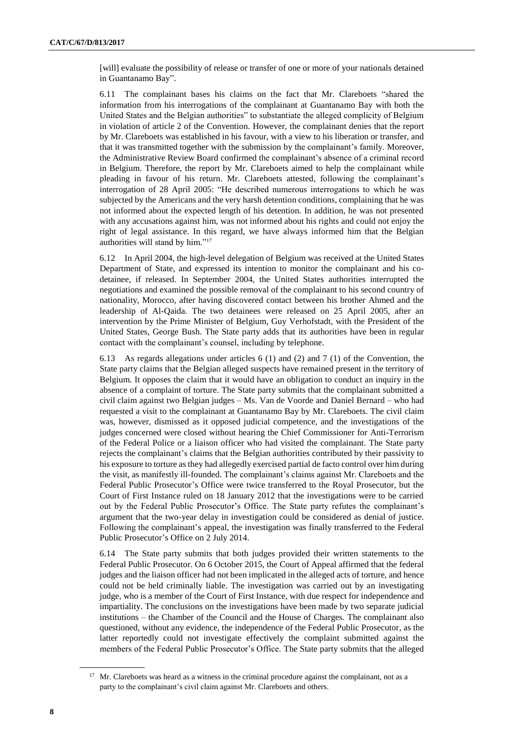[will] evaluate the possibility of release or transfer of one or more of your nationals detained in Guantanamo Bay".

6.11 The complainant bases his claims on the fact that Mr. Clareboets "shared the information from his interrogations of the complainant at Guantanamo Bay with both the United States and the Belgian authorities" to substantiate the alleged complicity of Belgium in violation of article 2 of the Convention. However, the complainant denies that the report by Mr. Clareboets was established in his favour, with a view to his liberation or transfer, and that it was transmitted together with the submission by the complainant's family. Moreover, the Administrative Review Board confirmed the complainant's absence of a criminal record in Belgium. Therefore, the report by Mr. Clareboets aimed to help the complainant while pleading in favour of his return. Mr. Clareboets attested, following the complainant's interrogation of 28 April 2005: "He described numerous interrogations to which he was subjected by the Americans and the very harsh detention conditions, complaining that he was not informed about the expected length of his detention. In addition, he was not presented with any accusations against him, was not informed about his rights and could not enjoy the right of legal assistance. In this regard, we have always informed him that the Belgian authorities will stand by him."[17]

6.12 In April 2004, the high-level delegation of Belgium was received at the United States Department of State, and expressed its intention to monitor the complainant and his co-detainee, if released. In September 2004, the United States authorities interrupted the negotiations and examined the possible removal of the complainant to his second country of nationality, Morocco, after having discovered contact between his brother Ahmed and the leadership of Al-Qaida. The two detainees were released on 25 April 2005, after an intervention by the Prime Minister of Belgium, Guy Verhofstadt, with the President of the United States, George Bush. The State party adds that its authorities have been in regular contact with the complainant's counsel, including by telephone.

6.13 As regards allegations under articles 6 (1) and (2) and 7 (1) of the Convention, the State party claims that the Belgian alleged suspects have remained present in the territory of Belgium. It opposes the claim that it would have an obligation to conduct an inquiry in the absence of a complaint of torture. The State party submits that the complainant submitted a civil claim against two Belgian judges – Ms. Van de Voorde and Daniel Bernard – who had requested a visit to the complainant at Guantanamo Bay by Mr. Clareboets. The civil claim was, however, dismissed as it opposed judicial competence, and the investigations of the judges concerned were closed without hearing the Chief Commissioner for Anti-Terrorism of the Federal Police or a liaison officer who had visited the complainant. The State party rejects the complainant's claims that the Belgian authorities contributed by their passivity to his exposure to torture as they had allegedly exercised partial de facto control over him during the visit, as manifestly ill-founded. The complainant's claims against Mr. Clareboets and the Federal Public Prosecutor's Office were twice transferred to the Royal Prosecutor, but the Court of First Instance ruled on 18 January 2012 that the investigations were to be carried out by the Federal Public Prosecutor's Office. The State party refutes the complainant's argument that the two-year delay in investigation could be considered as denial of justice. Following the complainant's appeal, the investigation was finally transferred to the Federal Public Prosecutor's Office on 2 July 2014.

6.14 The State party submits that both judges provided their written statements to the Federal Public Prosecutor. On 6 October 2015, the Court of Appeal affirmed that the federal judges and the liaison officer had not been implicated in the alleged acts of torture, and hence could not be held criminally liable. The investigation was carried out by an investigating judge, who is a member of the Court of First Instance, with due respect for independence and impartiality. The conclusions on the investigations have been made by two separate judicial institutions – the Chamber of the Council and the House of Charges. The complainant also questioned, without any evidence, the independence of the Federal Public Prosecutor, as the latter reportedly could not investigate effectively the complaint submitted against the members of the Federal Public Prosecutor's Office. The State party submits that the alleged

[17] Mr. Clareboets was heard as a witness in the criminal procedure against the complainant, not as a party to the complainant's civil claim against Mr. Clareboets and others.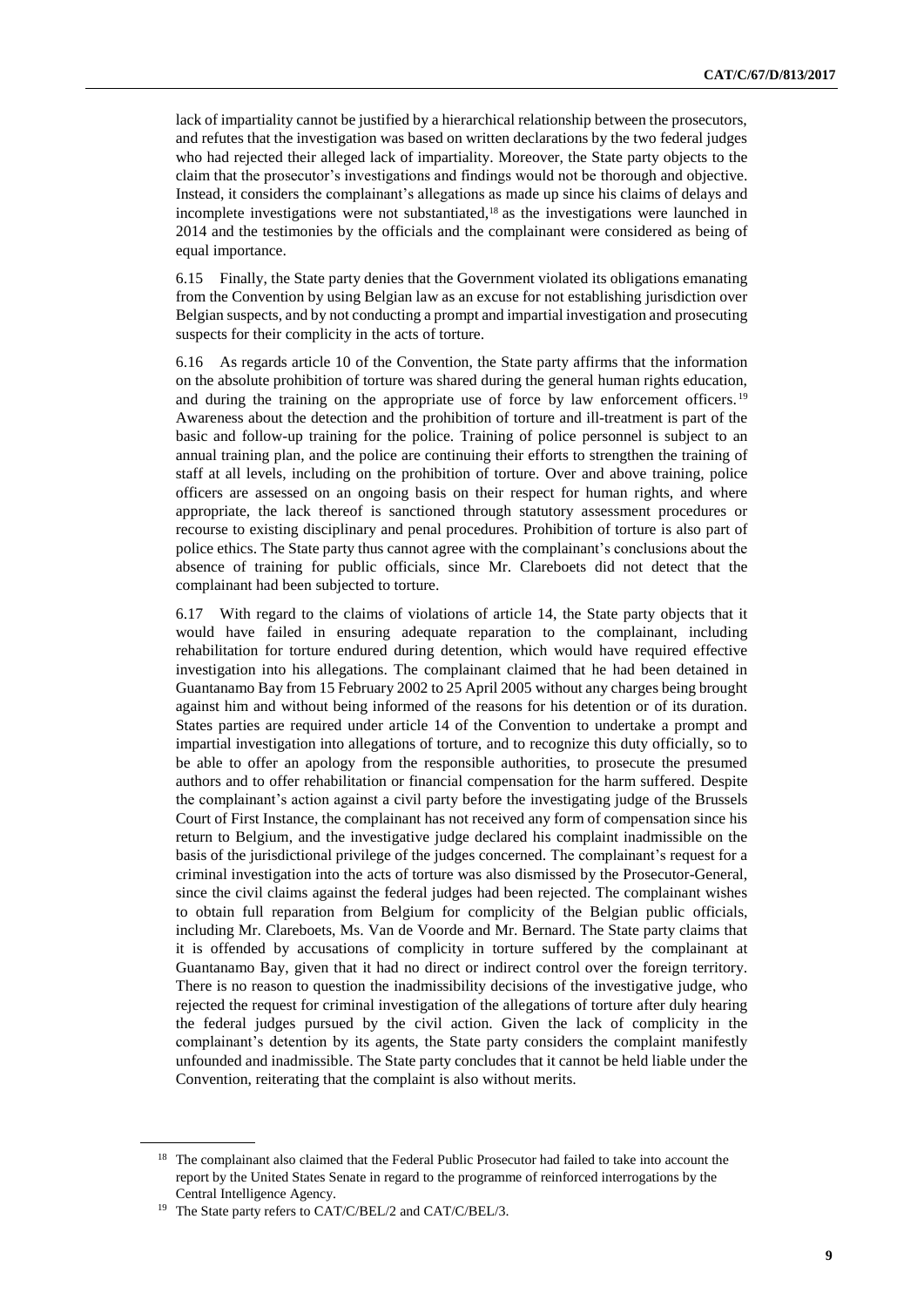lack of impartiality cannot be justified by a hierarchical relationship between the prosecutors, and refutes that the investigation was based on written declarations by the two federal judges who had rejected their alleged lack of impartiality. Moreover, the State party objects to the claim that the prosecutor's investigations and findings would not be thorough and objective. Instead, it considers the complainant's allegations as made up since his claims of delays and incomplete investigations were not substantiated,[18] as the investigations were launched in 2014 and the testimonies by the officials and the complainant were considered as being of equal importance.

6.15 Finally, the State party denies that the Government violated its obligations emanating from the Convention by using Belgian law as an excuse for not establishing jurisdiction over Belgian suspects, and by not conducting a prompt and impartial investigation and prosecuting suspects for their complicity in the acts of torture.

6.16 As regards article 10 of the Convention, the State party affirms that the information on the absolute prohibition of torture was shared during the general human rights education, and during the training on the appropriate use of force by law enforcement officers.[19] Awareness about the detection and the prohibition of torture and ill-treatment is part of the basic and follow-up training for the police. Training of police personnel is subject to an annual training plan, and the police are continuing their efforts to strengthen the training of staff at all levels, including on the prohibition of torture. Over and above training, police officers are assessed on an ongoing basis on their respect for human rights, and where appropriate, the lack thereof is sanctioned through statutory assessment procedures or recourse to existing disciplinary and penal procedures. Prohibition of torture is also part of police ethics. The State party thus cannot agree with the complainant's conclusions about the absence of training for public officials, since Mr. Clareboets did not detect that the complainant had been subjected to torture.

6.17 With regard to the claims of violations of article 14, the State party objects that it would have failed in ensuring adequate reparation to the complainant, including rehabilitation for torture endured during detention, which would have required effective investigation into his allegations. The complainant claimed that he had been detained in Guantanamo Bay from 15 February 2002 to 25 April 2005 without any charges being brought against him and without being informed of the reasons for his detention or of its duration. States parties are required under article 14 of the Convention to undertake a prompt and impartial investigation into allegations of torture, and to recognize this duty officially, so to be able to offer an apology from the responsible authorities, to prosecute the presumed authors and to offer rehabilitation or financial compensation for the harm suffered. Despite the complainant's action against a civil party before the investigating judge of the Brussels Court of First Instance, the complainant has not received any form of compensation since his return to Belgium, and the investigative judge declared his complaint inadmissible on the basis of the jurisdictional privilege of the judges concerned. The complainant's request for a criminal investigation into the acts of torture was also dismissed by the Prosecutor-General, since the civil claims against the federal judges had been rejected. The complainant wishes to obtain full reparation from Belgium for complicity of the Belgian public officials, including Mr. Clareboets, Ms. Van de Voorde and Mr. Bernard. The State party claims that it is offended by accusations of complicity in torture suffered by the complainant at Guantanamo Bay, given that it had no direct or indirect control over the foreign territory. There is no reason to question the inadmissibility decisions of the investigative judge, who rejected the request for criminal investigation of the allegations of torture after duly hearing the federal judges pursued by the civil action. Given the lack of complicity in the complainant's detention by its agents, the State party considers the complaint manifestly unfounded and inadmissible. The State party concludes that it cannot be held liable under the Convention, reiterating that the complaint is also without merits.

[18] The complainant also claimed that the Federal Public Prosecutor had failed to take into account the report by the United States Senate in regard to the programme of reinforced interrogations by the Central Intelligence Agency.

[19] The State party refers to CAT/C/BEL/2 and CAT/C/BEL/3.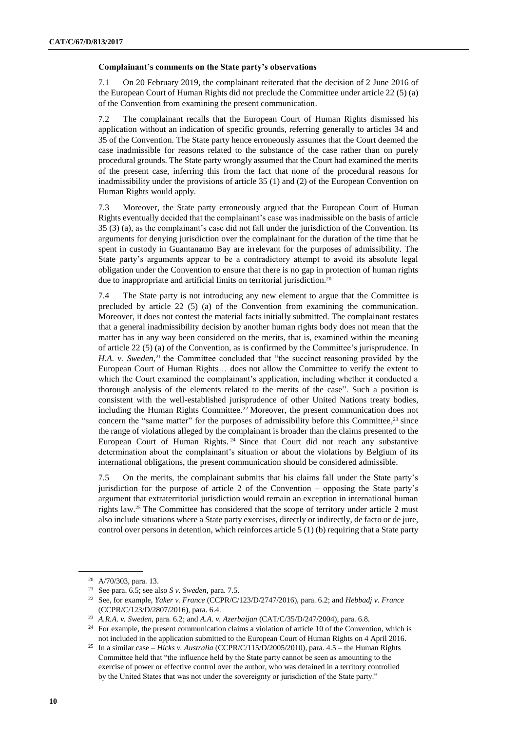**Complainant's comments on the State party's observations**

7.1 On 20 February 2019, the complainant reiterated that the decision of 2 June 2016 of the European Court of Human Rights did not preclude the Committee under article 22 (5) (a) of the Convention from examining the present communication.

7.2 The complainant recalls that the European Court of Human Rights dismissed his application without an indication of specific grounds, referring generally to articles 34 and 35 of the Convention. The State party hence erroneously assumes that the Court deemed the case inadmissible for reasons related to the substance of the case rather than on purely procedural grounds. The State party wrongly assumed that the Court had examined the merits of the present case, inferring this from the fact that none of the procedural reasons for inadmissibility under the provisions of article 35 (1) and (2) of the European Convention on Human Rights would apply.

7.3 Moreover, the State party erroneously argued that the European Court of Human Rights eventually decided that the complainant's case was inadmissible on the basis of article 35 (3) (a), as the complainant's case did not fall under the jurisdiction of the Convention. Its arguments for denying jurisdiction over the complainant for the duration of the time that he spent in custody in Guantanamo Bay are irrelevant for the purposes of admissibility. The State party's arguments appear to be a contradictory attempt to avoid its absolute legal obligation under the Convention to ensure that there is no gap in protection of human rights due to inappropriate and artificial limits on territorial jurisdiction.[20]

7.4 The State party is not introducing any new element to argue that the Committee is precluded by article 22 (5) (a) of the Convention from examining the communication. Moreover, it does not contest the material facts initially submitted. The complainant restates that a general inadmissibility decision by another human rights body does not mean that the matter has in any way been considered on the merits, that is, examined within the meaning of article 22 (5) (a) of the Convention, as is confirmed by the Committee's jurisprudence. In *H.A. v. Sweden*,[21] the Committee concluded that "the succinct reasoning provided by the European Court of Human Rights… does not allow the Committee to verify the extent to which the Court examined the complainant's application, including whether it conducted a thorough analysis of the elements related to the merits of the case". Such a position is consistent with the well-established jurisprudence of other United Nations treaty bodies, including the Human Rights Committee.[22] Moreover, the present communication does not concern the "same matter" for the purposes of admissibility before this Committee,[23] since the range of violations alleged by the complainant is broader than the claims presented to the European Court of Human Rights.[24] Since that Court did not reach any substantive determination about the complainant's situation or about the violations by Belgium of its international obligations, the present communication should be considered admissible.

7.5 On the merits, the complainant submits that his claims fall under the State party's jurisdiction for the purpose of article 2 of the Convention – opposing the State party's argument that extraterritorial jurisdiction would remain an exception in international human rights law.[25] The Committee has considered that the scope of territory under article 2 must also include situations where a State party exercises, directly or indirectly, de facto or de jure, control over persons in detention, which reinforces article 5 (1) (b) requiring that a State party

---

[20] A/70/303, para. 13.

[21] See para. 6.5; see also *S v. Sweden*, para. 7.5.

[22] See, for example, *Yaker v. France* (CCPR/C/123/D/2747/2016), para. 6.2; and *Hebbadj v. France* (CCPR/C/123/D/2807/2016), para. 6.4.

[23] *A.R.A. v. Sweden*, para. 6.2; and *A.A. v. Azerbaijan* (CAT/C/35/D/247/2004), para. 6.8.

[24] For example, the present communication claims a violation of article 10 of the Convention, which is not included in the application submitted to the European Court of Human Rights on 4 April 2016.

[25] In a similar case – *Hicks v. Australia* (CCPR/C/115/D/2005/2010), para. 4.5 – the Human Rights Committee held that "the influence held by the State party cannot be seen as amounting to the exercise of power or effective control over the author, who was detained in a territory controlled by the United States that was not under the sovereignty or jurisdiction of the State party."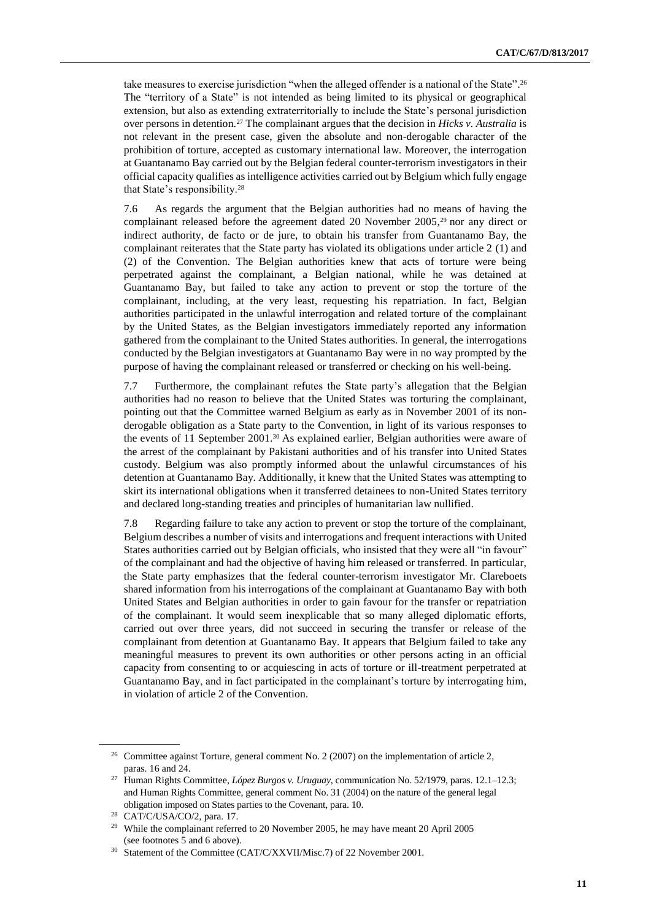take measures to exercise jurisdiction "when the alleged offender is a national of the State".[26] The "territory of a State" is not intended as being limited to its physical or geographical extension, but also as extending extraterritorially to include the State's personal jurisdiction over persons in detention.[27] The complainant argues that the decision in *Hicks v. Australia* is not relevant in the present case, given the absolute and non-derogable character of the prohibition of torture, accepted as customary international law. Moreover, the interrogation at Guantanamo Bay carried out by the Belgian federal counter-terrorism investigators in their official capacity qualifies as intelligence activities carried out by Belgium which fully engage that State's responsibility.[28]

7.6 As regards the argument that the Belgian authorities had no means of having the complainant released before the agreement dated 20 November 2005,[29] nor any direct or indirect authority, de facto or de jure, to obtain his transfer from Guantanamo Bay, the complainant reiterates that the State party has violated its obligations under article 2 (1) and (2) of the Convention. The Belgian authorities knew that acts of torture were being perpetrated against the complainant, a Belgian national, while he was detained at Guantanamo Bay, but failed to take any action to prevent or stop the torture of the complainant, including, at the very least, requesting his repatriation. In fact, Belgian authorities participated in the unlawful interrogation and related torture of the complainant by the United States, as the Belgian investigators immediately reported any information gathered from the complainant to the United States authorities. In general, the interrogations conducted by the Belgian investigators at Guantanamo Bay were in no way prompted by the purpose of having the complainant released or transferred or checking on his well-being.

7.7 Furthermore, the complainant refutes the State party's allegation that the Belgian authorities had no reason to believe that the United States was torturing the complainant, pointing out that the Committee warned Belgium as early as in November 2001 of its non-derogable obligation as a State party to the Convention, in light of its various responses to the events of 11 September 2001.[30] As explained earlier, Belgian authorities were aware of the arrest of the complainant by Pakistani authorities and of his transfer into United States custody. Belgium was also promptly informed about the unlawful circumstances of his detention at Guantanamo Bay. Additionally, it knew that the United States was attempting to skirt its international obligations when it transferred detainees to non-United States territory and declared long-standing treaties and principles of humanitarian law nullified.

7.8 Regarding failure to take any action to prevent or stop the torture of the complainant, Belgium describes a number of visits and interrogations and frequent interactions with United States authorities carried out by Belgian officials, who insisted that they were all "in favour" of the complainant and had the objective of having him released or transferred. In particular, the State party emphasizes that the federal counter-terrorism investigator Mr. Clareboets shared information from his interrogations of the complainant at Guantanamo Bay with both United States and Belgian authorities in order to gain favour for the transfer or repatriation of the complainant. It would seem inexplicable that so many alleged diplomatic efforts, carried out over three years, did not succeed in securing the transfer or release of the complainant from detention at Guantanamo Bay. It appears that Belgium failed to take any meaningful measures to prevent its own authorities or other persons acting in an official capacity from consenting to or acquiescing in acts of torture or ill-treatment perpetrated at Guantanamo Bay, and in fact participated in the complainant's torture by interrogating him, in violation of article 2 of the Convention.

---

[26] Committee against Torture, general comment No. 2 (2007) on the implementation of article 2, paras. 16 and 24.

[27] Human Rights Committee, *López Burgos v. Uruguay*, communication No. 52/1979, paras. 12.1–12.3; and Human Rights Committee, general comment No. 31 (2004) on the nature of the general legal obligation imposed on States parties to the Covenant, para. 10.

[28] CAT/C/USA/CO/2, para. 17.

[29] While the complainant referred to 20 November 2005, he may have meant 20 April 2005 (see footnotes 5 and 6 above).

[30] Statement of the Committee (CAT/C/XXVII/Misc.7) of 22 November 2001.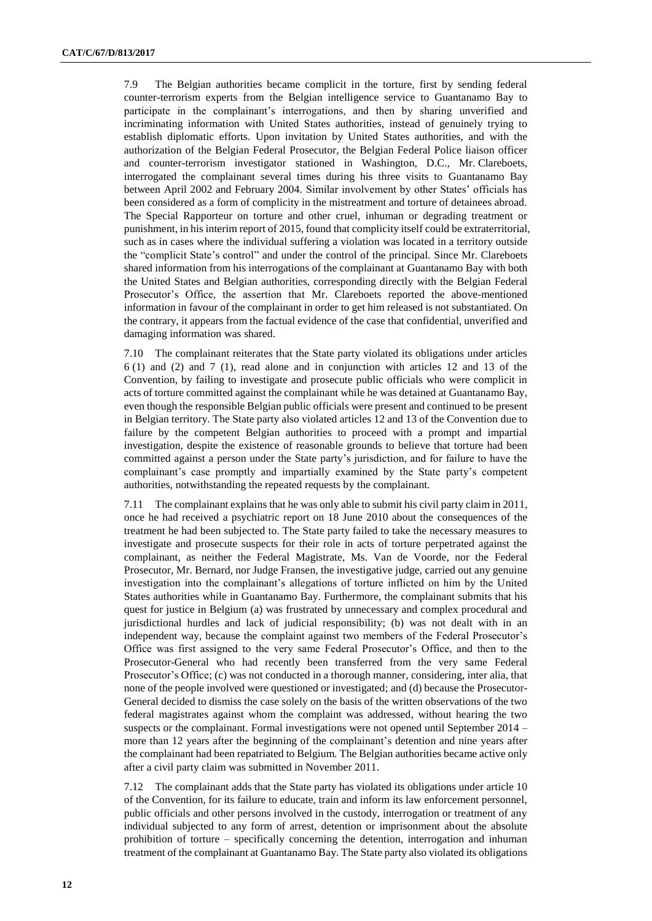7.9 The Belgian authorities became complicit in the torture, first by sending federal counter-terrorism experts from the Belgian intelligence service to Guantanamo Bay to participate in the complainant's interrogations, and then by sharing unverified and incriminating information with United States authorities, instead of genuinely trying to establish diplomatic efforts. Upon invitation by United States authorities, and with the authorization of the Belgian Federal Prosecutor, the Belgian Federal Police liaison officer and counter-terrorism investigator stationed in Washington, D.C., Mr. Clareboets, interrogated the complainant several times during his three visits to Guantanamo Bay between April 2002 and February 2004. Similar involvement by other States' officials has been considered as a form of complicity in the mistreatment and torture of detainees abroad. The Special Rapporteur on torture and other cruel, inhuman or degrading treatment or punishment, in his interim report of 2015, found that complicity itself could be extraterritorial, such as in cases where the individual suffering a violation was located in a territory outside the "complicit State's control" and under the control of the principal. Since Mr. Clareboets shared information from his interrogations of the complainant at Guantanamo Bay with both the United States and Belgian authorities, corresponding directly with the Belgian Federal Prosecutor's Office, the assertion that Mr. Clareboets reported the above-mentioned information in favour of the complainant in order to get him released is not substantiated. On the contrary, it appears from the factual evidence of the case that confidential, unverified and damaging information was shared.

7.10 The complainant reiterates that the State party violated its obligations under articles 6 (1) and (2) and 7 (1), read alone and in conjunction with articles 12 and 13 of the Convention, by failing to investigate and prosecute public officials who were complicit in acts of torture committed against the complainant while he was detained at Guantanamo Bay, even though the responsible Belgian public officials were present and continued to be present in Belgian territory. The State party also violated articles 12 and 13 of the Convention due to failure by the competent Belgian authorities to proceed with a prompt and impartial investigation, despite the existence of reasonable grounds to believe that torture had been committed against a person under the State party's jurisdiction, and for failure to have the complainant's case promptly and impartially examined by the State party's competent authorities, notwithstanding the repeated requests by the complainant.

7.11 The complainant explains that he was only able to submit his civil party claim in 2011, once he had received a psychiatric report on 18 June 2010 about the consequences of the treatment he had been subjected to. The State party failed to take the necessary measures to investigate and prosecute suspects for their role in acts of torture perpetrated against the complainant, as neither the Federal Magistrate, Ms. Van de Voorde, nor the Federal Prosecutor, Mr. Bernard, nor Judge Fransen, the investigative judge, carried out any genuine investigation into the complainant's allegations of torture inflicted on him by the United States authorities while in Guantanamo Bay. Furthermore, the complainant submits that his quest for justice in Belgium (a) was frustrated by unnecessary and complex procedural and jurisdictional hurdles and lack of judicial responsibility; (b) was not dealt with in an independent way, because the complaint against two members of the Federal Prosecutor's Office was first assigned to the very same Federal Prosecutor's Office, and then to the Prosecutor-General who had recently been transferred from the very same Federal Prosecutor's Office; (c) was not conducted in a thorough manner, considering, inter alia, that none of the people involved were questioned or investigated; and (d) because the Prosecutor-General decided to dismiss the case solely on the basis of the written observations of the two federal magistrates against whom the complaint was addressed, without hearing the two suspects or the complainant. Formal investigations were not opened until September 2014 – more than 12 years after the beginning of the complainant's detention and nine years after the complainant had been repatriated to Belgium. The Belgian authorities became active only after a civil party claim was submitted in November 2011.

7.12 The complainant adds that the State party has violated its obligations under article 10 of the Convention, for its failure to educate, train and inform its law enforcement personnel, public officials and other persons involved in the custody, interrogation or treatment of any individual subjected to any form of arrest, detention or imprisonment about the absolute prohibition of torture – specifically concerning the detention, interrogation and inhuman treatment of the complainant at Guantanamo Bay. The State party also violated its obligations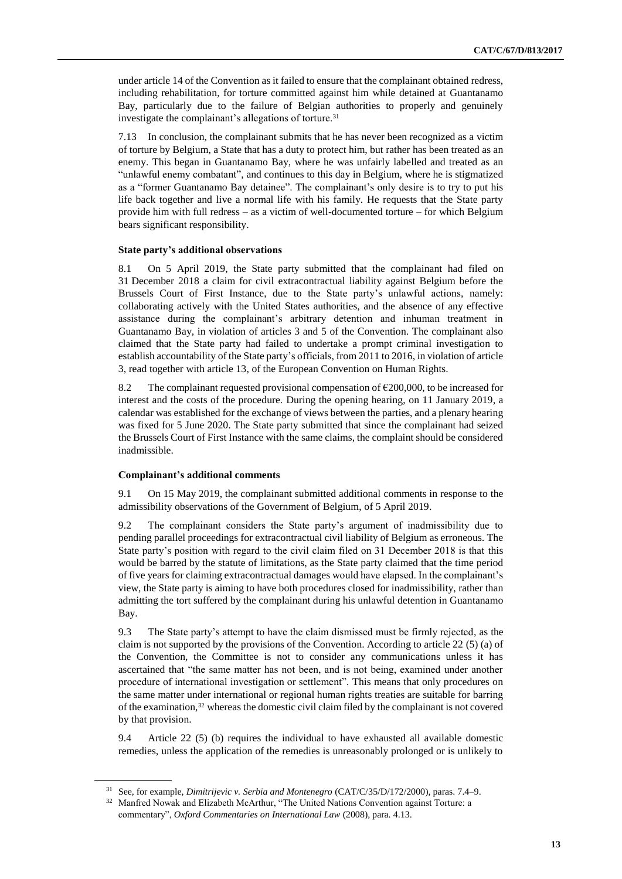under article 14 of the Convention as it failed to ensure that the complainant obtained redress, including rehabilitation, for torture committed against him while detained at Guantanamo Bay, particularly due to the failure of Belgian authorities to properly and genuinely investigate the complainant's allegations of torture.[31]

7.13 In conclusion, the complainant submits that he has never been recognized as a victim of torture by Belgium, a State that has a duty to protect him, but rather has been treated as an enemy. This began in Guantanamo Bay, where he was unfairly labelled and treated as an "unlawful enemy combatant", and continues to this day in Belgium, where he is stigmatized as a "former Guantanamo Bay detainee". The complainant's only desire is to try to put his life back together and live a normal life with his family. He requests that the State party provide him with full redress – as a victim of well-documented torture – for which Belgium bears significant responsibility.

#### State party's additional observations

8.1 On 5 April 2019, the State party submitted that the complainant had filed on 31 December 2018 a claim for civil extracontractual liability against Belgium before the Brussels Court of First Instance, due to the State party's unlawful actions, namely: collaborating actively with the United States authorities, and the absence of any effective assistance during the complainant's arbitrary detention and inhuman treatment in Guantanamo Bay, in violation of articles 3 and 5 of the Convention. The complainant also claimed that the State party had failed to undertake a prompt criminal investigation to establish accountability of the State party's officials, from 2011 to 2016, in violation of article 3, read together with article 13, of the European Convention on Human Rights.

8.2 The complainant requested provisional compensation of €200,000, to be increased for interest and the costs of the procedure. During the opening hearing, on 11 January 2019, a calendar was established for the exchange of views between the parties, and a plenary hearing was fixed for 5 June 2020. The State party submitted that since the complainant had seized the Brussels Court of First Instance with the same claims, the complaint should be considered inadmissible.

#### Complainant's additional comments

9.1 On 15 May 2019, the complainant submitted additional comments in response to the admissibility observations of the Government of Belgium, of 5 April 2019.

9.2 The complainant considers the State party's argument of inadmissibility due to pending parallel proceedings for extracontractual civil liability of Belgium as erroneous. The State party's position with regard to the civil claim filed on 31 December 2018 is that this would be barred by the statute of limitations, as the State party claimed that the time period of five years for claiming extracontractual damages would have elapsed. In the complainant's view, the State party is aiming to have both procedures closed for inadmissibility, rather than admitting the tort suffered by the complainant during his unlawful detention in Guantanamo Bay.

9.3 The State party's attempt to have the claim dismissed must be firmly rejected, as the claim is not supported by the provisions of the Convention. According to article 22 (5) (a) of the Convention, the Committee is not to consider any communications unless it has ascertained that "the same matter has not been, and is not being, examined under another procedure of international investigation or settlement". This means that only procedures on the same matter under international or regional human rights treaties are suitable for barring of the examination,[32] whereas the domestic civil claim filed by the complainant is not covered by that provision.

9.4 Article 22 (5) (b) requires the individual to have exhausted all available domestic remedies, unless the application of the remedies is unreasonably prolonged or is unlikely to

---

[31] See, for example, *Dimitrijevic v. Serbia and Montenegro* (CAT/C/35/D/172/2000), paras. 7.4–9.

[32] Manfred Nowak and Elizabeth McArthur, "The United Nations Convention against Torture: a commentary", *Oxford Commentaries on International Law* (2008), para. 4.13.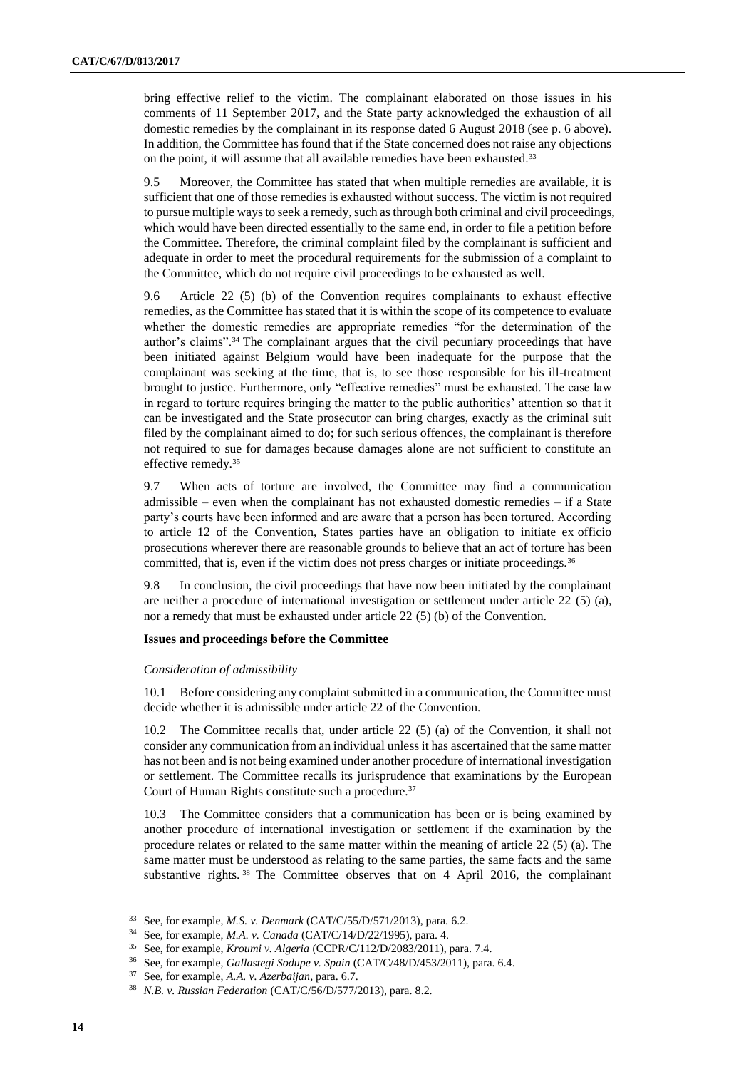bring effective relief to the victim. The complainant elaborated on those issues in his comments of 11 September 2017, and the State party acknowledged the exhaustion of all domestic remedies by the complainant in its response dated 6 August 2018 (see p. 6 above). In addition, the Committee has found that if the State concerned does not raise any objections on the point, it will assume that all available remedies have been exhausted.[33]

9.5 Moreover, the Committee has stated that when multiple remedies are available, it is sufficient that one of those remedies is exhausted without success. The victim is not required to pursue multiple ways to seek a remedy, such as through both criminal and civil proceedings, which would have been directed essentially to the same end, in order to file a petition before the Committee. Therefore, the criminal complaint filed by the complainant is sufficient and adequate in order to meet the procedural requirements for the submission of a complaint to the Committee, which do not require civil proceedings to be exhausted as well.

9.6 Article 22 (5) (b) of the Convention requires complainants to exhaust effective remedies, as the Committee has stated that it is within the scope of its competence to evaluate whether the domestic remedies are appropriate remedies "for the determination of the author's claims".[34] The complainant argues that the civil pecuniary proceedings that have been initiated against Belgium would have been inadequate for the purpose that the complainant was seeking at the time, that is, to see those responsible for his ill-treatment brought to justice. Furthermore, only "effective remedies" must be exhausted. The case law in regard to torture requires bringing the matter to the public authorities' attention so that it can be investigated and the State prosecutor can bring charges, exactly as the criminal suit filed by the complainant aimed to do; for such serious offences, the complainant is therefore not required to sue for damages because damages alone are not sufficient to constitute an effective remedy.[35]

9.7 When acts of torture are involved, the Committee may find a communication admissible – even when the complainant has not exhausted domestic remedies – if a State party's courts have been informed and are aware that a person has been tortured. According to article 12 of the Convention, States parties have an obligation to initiate ex officio prosecutions wherever there are reasonable grounds to believe that an act of torture has been committed, that is, even if the victim does not press charges or initiate proceedings.[36]

9.8 In conclusion, the civil proceedings that have now been initiated by the complainant are neither a procedure of international investigation or settlement under article 22 (5) (a), nor a remedy that must be exhausted under article 22 (5) (b) of the Convention.

### Issues and proceedings before the Committee

*Consideration of admissibility*

10.1 Before considering any complaint submitted in a communication, the Committee must decide whether it is admissible under article 22 of the Convention.

10.2 The Committee recalls that, under article 22 (5) (a) of the Convention, it shall not consider any communication from an individual unless it has ascertained that the same matter has not been and is not being examined under another procedure of international investigation or settlement. The Committee recalls its jurisprudence that examinations by the European Court of Human Rights constitute such a procedure.[37]

10.3 The Committee considers that a communication has been or is being examined by another procedure of international investigation or settlement if the examination by the procedure relates or related to the same matter within the meaning of article 22 (5) (a). The same matter must be understood as relating to the same parties, the same facts and the same substantive rights.[38] The Committee observes that on 4 April 2016, the complainant

---

[33] See, for example, *M.S. v. Denmark* (CAT/C/55/D/571/2013), para. 6.2.

[34] See, for example, *M.A. v. Canada* (CAT/C/14/D/22/1995), para. 4.

[35] See, for example, *Kroumi v. Algeria* (CCPR/C/112/D/2083/2011), para. 7.4.

[36] See, for example, *Gallastegi Sodupe v. Spain* (CAT/C/48/D/453/2011), para. 6.4.

[37] See, for example, *A.A. v. Azerbaijan*, para. 6.7.

[38] *N.B. v. Russian Federation* (CAT/C/56/D/577/2013), para. 8.2.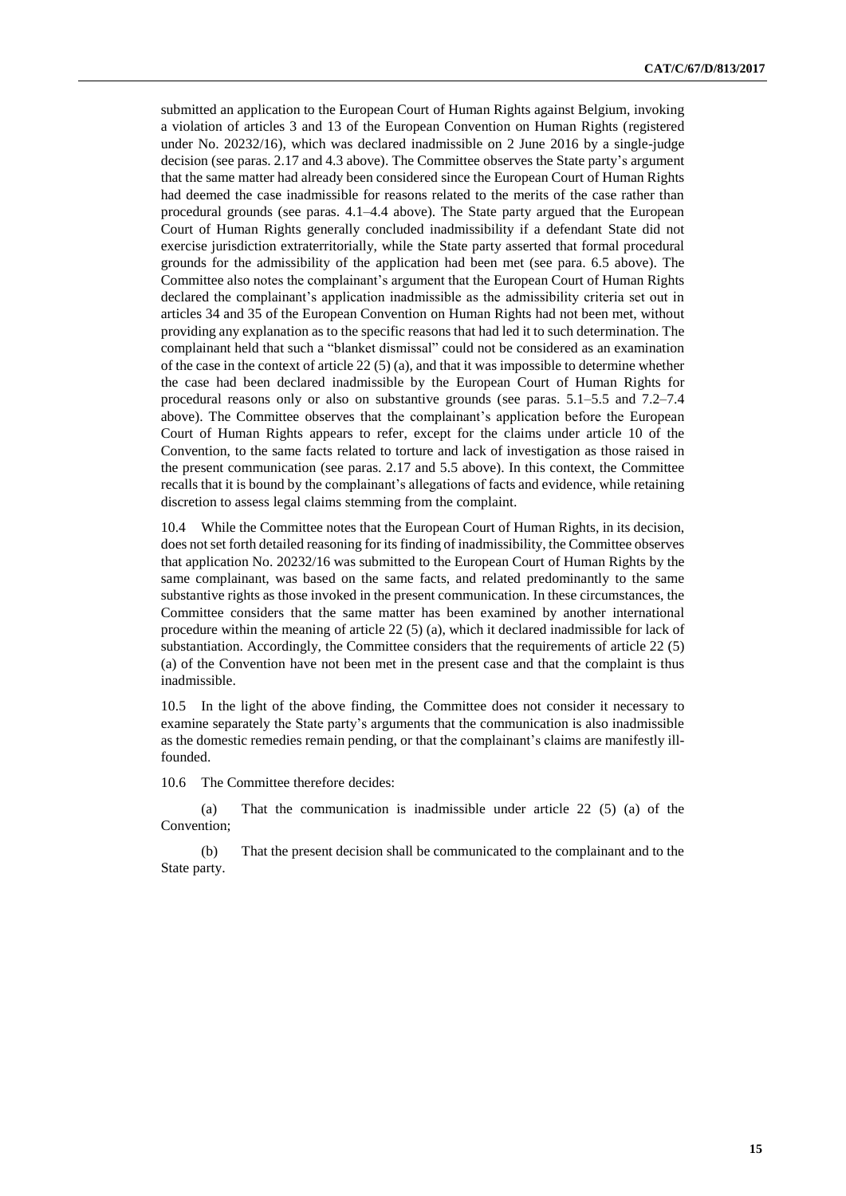submitted an application to the European Court of Human Rights against Belgium, invoking a violation of articles 3 and 13 of the European Convention on Human Rights (registered under No. 20232/16), which was declared inadmissible on 2 June 2016 by a single-judge decision (see paras. 2.17 and 4.3 above). The Committee observes the State party's argument that the same matter had already been considered since the European Court of Human Rights had deemed the case inadmissible for reasons related to the merits of the case rather than procedural grounds (see paras. 4.1–4.4 above). The State party argued that the European Court of Human Rights generally concluded inadmissibility if a defendant State did not exercise jurisdiction extraterritorially, while the State party asserted that formal procedural grounds for the admissibility of the application had been met (see para. 6.5 above). The Committee also notes the complainant's argument that the European Court of Human Rights declared the complainant's application inadmissible as the admissibility criteria set out in articles 34 and 35 of the European Convention on Human Rights had not been met, without providing any explanation as to the specific reasons that had led it to such determination. The complainant held that such a "blanket dismissal" could not be considered as an examination of the case in the context of article 22 (5) (a), and that it was impossible to determine whether the case had been declared inadmissible by the European Court of Human Rights for procedural reasons only or also on substantive grounds (see paras. 5.1–5.5 and 7.2–7.4 above). The Committee observes that the complainant's application before the European Court of Human Rights appears to refer, except for the claims under article 10 of the Convention, to the same facts related to torture and lack of investigation as those raised in the present communication (see paras. 2.17 and 5.5 above). In this context, the Committee recalls that it is bound by the complainant's allegations of facts and evidence, while retaining discretion to assess legal claims stemming from the complaint.

10.4 While the Committee notes that the European Court of Human Rights, in its decision, does not set forth detailed reasoning for its finding of inadmissibility, the Committee observes that application No. 20232/16 was submitted to the European Court of Human Rights by the same complainant, was based on the same facts, and related predominantly to the same substantive rights as those invoked in the present communication. In these circumstances, the Committee considers that the same matter has been examined by another international procedure within the meaning of article 22 (5) (a), which it declared inadmissible for lack of substantiation. Accordingly, the Committee considers that the requirements of article 22 (5) (a) of the Convention have not been met in the present case and that the complaint is thus inadmissible.

10.5 In the light of the above finding, the Committee does not consider it necessary to examine separately the State party's arguments that the communication is also inadmissible as the domestic remedies remain pending, or that the complainant's claims are manifestly ill-founded.

10.6 The Committee therefore decides:

(a) That the communication is inadmissible under article 22 (5) (a) of the Convention;

(b) That the present decision shall be communicated to the complainant and to the State party.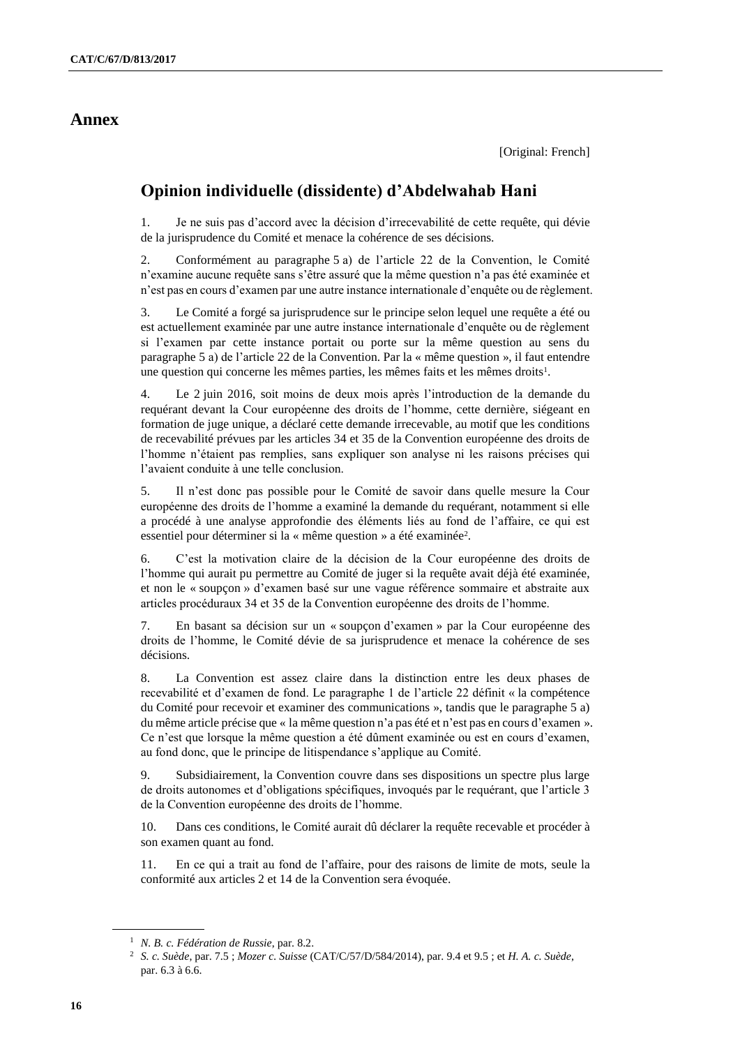# Annex

[Original: French]

## Opinion individuelle (dissidente) d’Abdelwahab Hani

1. Je ne suis pas d’accord avec la décision d’irrecevabilité de cette requête, qui dévie de la jurisprudence du Comité et menace la cohérence de ses décisions.

2. Conformément au paragraphe 5 a) de l’article 22 de la Convention, le Comité n’examine aucune requête sans s’être assuré que la même question n’a pas été examinée et n’est pas en cours d’examen par une autre instance internationale d’enquête ou de règlement.

3. Le Comité a forgé sa jurisprudence sur le principe selon lequel une requête a été ou est actuellement examinée par une autre instance internationale d’enquête ou de règlement si l’examen par cette instance portait ou porte sur la même question au sens du paragraphe 5 a) de l’article 22 de la Convention. Par la « même question », il faut entendre une question qui concerne les mêmes parties, les mêmes faits et les mêmes droits[1].

4. Le 2 juin 2016, soit moins de deux mois après l’introduction de la demande du requérant devant la Cour européenne des droits de l’homme, cette dernière, siégeant en formation de juge unique, a déclaré cette demande irrecevable, au motif que les conditions de recevabilité prévues par les articles 34 et 35 de la Convention européenne des droits de l’homme n’étaient pas remplies, sans expliquer son analyse ni les raisons précises qui l’avaient conduite à une telle conclusion.

5. Il n’est donc pas possible pour le Comité de savoir dans quelle mesure la Cour européenne des droits de l’homme a examiné la demande du requérant, notamment si elle a procédé à une analyse approfondie des éléments liés au fond de l’affaire, ce qui est essentiel pour déterminer si la « même question » a été examinée[2].

6. C’est la motivation claire de la décision de la Cour européenne des droits de l’homme qui aurait pu permettre au Comité de juger si la requête avait déjà été examinée, et non le « soupçon » d’examen basé sur une vague référence sommaire et abstraite aux articles procéduraux 34 et 35 de la Convention européenne des droits de l’homme.

7. En basant sa décision sur un « soupçon d’examen » par la Cour européenne des droits de l’homme, le Comité dévie de sa jurisprudence et menace la cohérence de ses décisions.

8. La Convention est assez claire dans la distinction entre les deux phases de recevabilité et d’examen de fond. Le paragraphe 1 de l’article 22 définit « la compétence du Comité pour recevoir et examiner des communications », tandis que le paragraphe 5 a) du même article précise que « la même question n’a pas été et n’est pas en cours d’examen ». Ce n’est que lorsque la même question a été dûment examinée ou est en cours d’examen, au fond donc, que le principe de litispendance s’applique au Comité.

9. Subsidiairement, la Convention couvre dans ses dispositions un spectre plus large de droits autonomes et d’obligations spécifiques, invoqués par le requérant, que l’article 3 de la Convention européenne des droits de l’homme.

10. Dans ces conditions, le Comité aurait dû déclarer la requête recevable et procéder à son examen quant au fond.

11. En ce qui a trait au fond de l’affaire, pour des raisons de limite de mots, seule la conformité aux articles 2 et 14 de la Convention sera évoquée.

---

[1] *N. B. c. Fédération de Russie*, par. 8.2.

[2] *S. c. Suède*, par. 7.5 ; *Mozer c. Suisse* (CAT/C/57/D/584/2014), par. 9.4 et 9.5 ; et *H. A. c. Suède*, par. 6.3 à 6.6.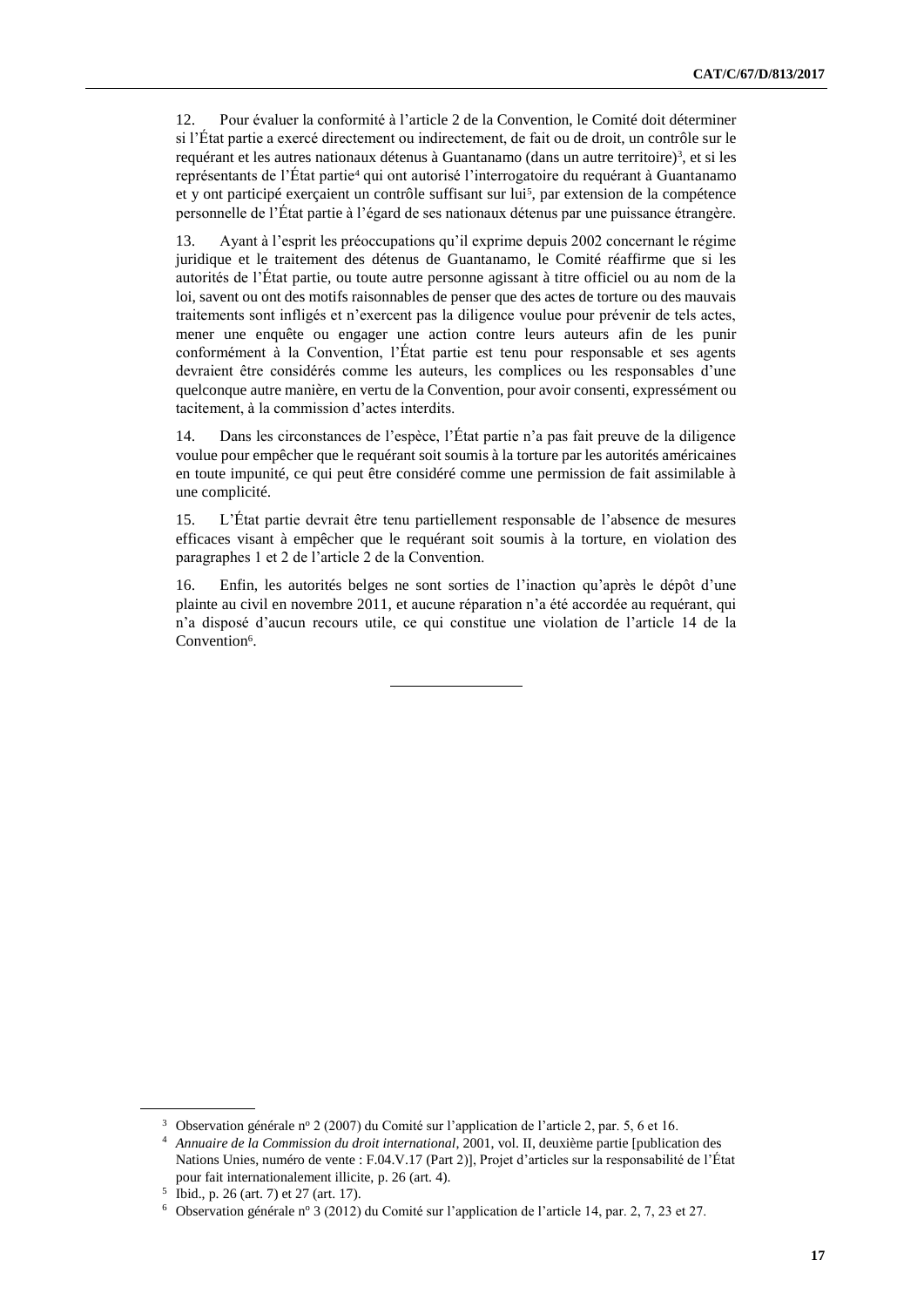12. Pour évaluer la conformité à l'article 2 de la Convention, le Comité doit déterminer si l'État partie a exercé directement ou indirectement, de fait ou de droit, un contrôle sur le requérant et les autres nationaux détenus à Guantanamo (dans un autre territoire)[3], et si les représentants de l'État partie[4] qui ont autorisé l'interrogatoire du requérant à Guantanamo et y ont participé exerçaient un contrôle suffisant sur lui[5], par extension de la compétence personnelle de l'État partie à l'égard de ses nationaux détenus par une puissance étrangère.

13. Ayant à l'esprit les préoccupations qu'il exprime depuis 2002 concernant le régime juridique et le traitement des détenus de Guantanamo, le Comité réaffirme que si les autorités de l'État partie, ou toute autre personne agissant à titre officiel ou au nom de la loi, savent ou ont des motifs raisonnables de penser que des actes de torture ou des mauvais traitements sont infligés et n'exercent pas la diligence voulue pour prévenir de tels actes, mener une enquête ou engager une action contre leurs auteurs afin de les punir conformément à la Convention, l'État partie est tenu pour responsable et ses agents devraient être considérés comme les auteurs, les complices ou les responsables d'une quelconque autre manière, en vertu de la Convention, pour avoir consenti, expressément ou tacitement, à la commission d'actes interdits.

14. Dans les circonstances de l'espèce, l'État partie n'a pas fait preuve de la diligence voulue pour empêcher que le requérant soit soumis à la torture par les autorités américaines en toute impunité, ce qui peut être considéré comme une permission de fait assimilable à une complicité.

15. L'État partie devrait être tenu partiellement responsable de l'absence de mesures efficaces visant à empêcher que le requérant soit soumis à la torture, en violation des paragraphes 1 et 2 de l'article 2 de la Convention.

16. Enfin, les autorités belges ne sont sorties de l'inaction qu'après le dépôt d'une plainte au civil en novembre 2011, et aucune réparation n'a été accordée au requérant, qui n'a disposé d'aucun recours utile, ce qui constitue une violation de l'article 14 de la Convention[6].

---

[3] Observation générale n° 2 (2007) du Comité sur l'application de l'article 2, par. 5, 6 et 16.

[4] *Annuaire de la Commission du droit international*, 2001, vol. II, deuxième partie [publication des Nations Unies, numéro de vente : F.04.V.17 (Part 2)], Projet d'articles sur la responsabilité de l'État pour fait internationalement illicite, p. 26 (art. 4).

[5] Ibid., p. 26 (art. 7) et 27 (art. 17).

[6] Observation générale n° 3 (2012) du Comité sur l'application de l'article 14, par. 2, 7, 23 et 27.